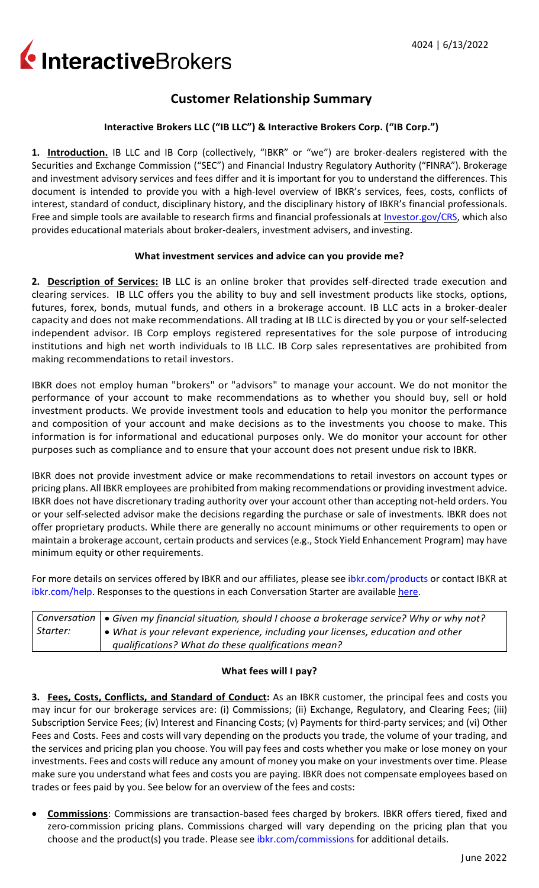# Interactive Brokers

## Customer Relationship Summary

### Interactive Brokers LLC ("IB LLC") & Interactive Brokers Corp. ("IB Corp.")

**1. Introduction.** IB LLC and IB Corp (collectively, "IBKR" or "we") are broker-dealers registered with the Securities and Exchange Commission ("SEC") and Financial Industry Regulatory Authority ("FINRA"). Brokerage and investment advisory services and fees differ and it is important for you to understand the differences. This document is intended to provide you with a high-level overview of IBKR's services, fees, costs, conflicts of interest, standard of conduct, disciplinary history, and the disciplinary history of IBKR's financial professionals. Free and simple tools are available to research firms and financial professionals at Investor.gov/CRS, which also provides educational materials about broker-dealers, investment advisers, and investing.

### What investment services and advice can you provide me?

**2. Description of Services:** IB LLC is an online broker that provides self-directed trade execution and clearing services. IB LLC offers you the ability to buy and sell investment products like stocks, options, futures, forex, bonds, mutual funds, and others in a brokerage account. IB LLC acts in a broker-dealer capacity and does not make recommendations. All trading at IB LLC is directed by you or your self-selected independent advisor. IB Corp employs registered representatives for the sole purpose of introducing institutions and high net worth individuals to IB LLC. IB Corp sales representatives are prohibited from making recommendations to retail investors.

IBKR does not employ human "brokers" or "advisors" to manage your account. We do not monitor the performance of your account to make recommendations as to whether you should buy, sell or hold investment products. We provide investment tools and education to help you monitor the performance and composition of your account and make decisions as to the investments you choose to make. This information is for informational and educational purposes only. We do monitor your account for other purposes such as compliance and to ensure that your account does not present undue risk to IBKR.

IBKR does not provide investment advice or make recommendations to retail investors on account types or pricing plans. All IBKR employees are prohibited from making recommendations or providing investment advice. IBKR does not have discretionary trading authority over your account other than accepting not-held orders. You or your self-selected advisor make the decisions regarding the purchase or sale of investments. IBKR does not offer proprietary products. While there are generally no account minimums or other requirements to open or maintain a brokerage account, certain products and services (e.g., Stock Yield Enhancement Program) may have minimum equity or other requirements.

For more details on services offered by IBKR and our affiliates, please see ibkr.com/products or contact IBKR at ibkr.com/help. Responses to the questions in each Conversation Starter are available here.

| *Conversation Starter:* | • *Given my financial situation, should I choose a brokerage service? Why or why not?* • *What is your relevant experience, including your licenses, education and other qualifications? What do these qualifications mean?* |
|---|---|

### What fees will I pay?

**3. Fees, Costs, Conflicts, and Standard of Conduct:** As an IBKR customer, the principal fees and costs you may incur for our brokerage services are: (i) Commissions; (ii) Exchange, Regulatory, and Clearing Fees; (iii) Subscription Service Fees; (iv) Interest and Financing Costs; (v) Payments for third-party services; and (vi) Other Fees and Costs. Fees and costs will vary depending on the products you trade, the volume of your trading, and the services and pricing plan you choose. You will pay fees and costs whether you make or lose money on your investments. Fees and costs will reduce any amount of money you make on your investments over time. Please make sure you understand what fees and costs you are paying. IBKR does not compensate employees based on trades or fees paid by you. See below for an overview of the fees and costs:

- **Commissions**: Commissions are transaction-based fees charged by brokers. IBKR offers tiered, fixed and zero-commission pricing plans. Commissions charged will vary depending on the pricing plan that you choose and the product(s) you trade. Please see ibkr.com/commissions for additional details.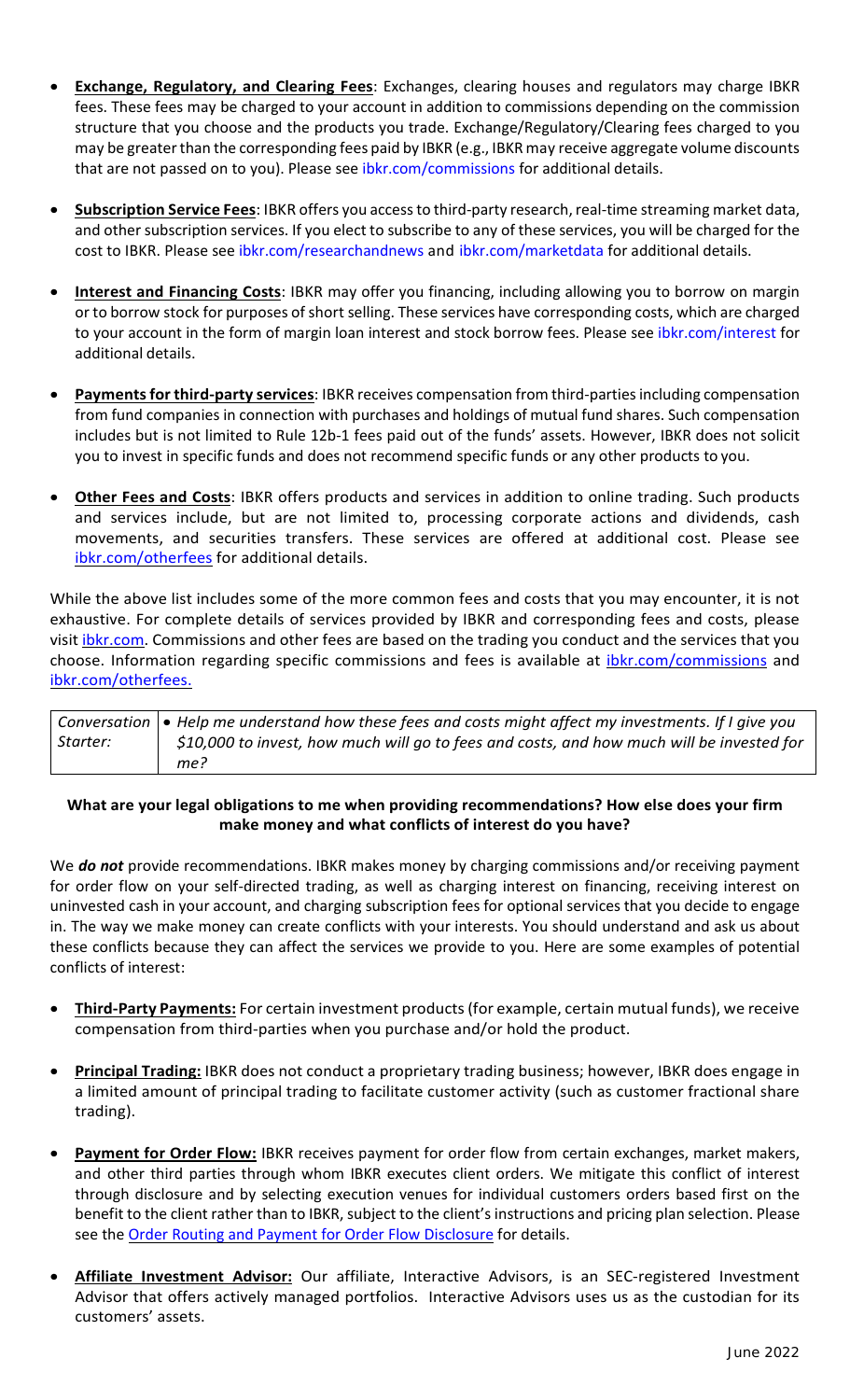- **Exchange, Regulatory, and Clearing Fees**: Exchanges, clearing houses and regulators may charge IBKR fees. These fees may be charged to your account in addition to commissions depending on the commission structure that you choose and the products you trade. Exchange/Regulatory/Clearing fees charged to you may be greater than the corresponding fees paid by IBKR (e.g., IBKR may receive aggregate volume discounts that are not passed on to you). Please see ibkr.com/commissions for additional details.

- **Subscription Service Fees**: IBKR offers you access to third-party research, real-time streaming market data, and other subscription services. If you elect to subscribe to any of these services, you will be charged for the cost to IBKR. Please see ibkr.com/researchandnews and ibkr.com/marketdata for additional details.

- **Interest and Financing Costs**: IBKR may offer you financing, including allowing you to borrow on margin or to borrow stock for purposes of short selling. These services have corresponding costs, which are charged to your account in the form of margin loan interest and stock borrow fees. Please see ibkr.com/interest for additional details.

- **Payments for third-party services**: IBKR receives compensation from third-parties including compensation from fund companies in connection with purchases and holdings of mutual fund shares. Such compensation includes but is not limited to Rule 12b-1 fees paid out of the funds' assets. However, IBKR does not solicit you to invest in specific funds and does not recommend specific funds or any other products to you.

- **Other Fees and Costs**: IBKR offers products and services in addition to online trading. Such products and services include, but are not limited to, processing corporate actions and dividends, cash movements, and securities transfers. These services are offered at additional cost. Please see ibkr.com/otherfees for additional details.

While the above list includes some of the more common fees and costs that you may encounter, it is not exhaustive. For complete details of services provided by IBKR and corresponding fees and costs, please visit ibkr.com. Commissions and other fees are based on the trading you conduct and the services that you choose. Information regarding specific commissions and fees is available at ibkr.com/commissions and ibkr.com/otherfees.

| *Conversation Starter:* | • *Help me understand how these fees and costs might affect my investments. If I give you $10,000 to invest, how much will go to fees and costs, and how much will be invested for me?* |
|---|---|

**What are your legal obligations to me when providing recommendations? How else does your firm make money and what conflicts of interest do you have?**

We ***do not*** provide recommendations. IBKR makes money by charging commissions and/or receiving payment for order flow on your self-directed trading, as well as charging interest on financing, receiving interest on uninvested cash in your account, and charging subscription fees for optional services that you decide to engage in. The way we make money can create conflicts with your interests. You should understand and ask us about these conflicts because they can affect the services we provide to you. Here are some examples of potential conflicts of interest:

- **Third-Party Payments:** For certain investment products (for example, certain mutual funds), we receive compensation from third-parties when you purchase and/or hold the product.

- **Principal Trading:** IBKR does not conduct a proprietary trading business; however, IBKR does engage in a limited amount of principal trading to facilitate customer activity (such as customer fractional share trading).

- **Payment for Order Flow:** IBKR receives payment for order flow from certain exchanges, market makers, and other third parties through whom IBKR executes client orders. We mitigate this conflict of interest through disclosure and by selecting execution venues for individual customers orders based first on the benefit to the client rather than to IBKR, subject to the client's instructions and pricing plan selection. Please see the Order Routing and Payment for Order Flow Disclosure for details.

- **Affiliate Investment Advisor:** Our affiliate, Interactive Advisors, is an SEC-registered Investment Advisor that offers actively managed portfolios. Interactive Advisors uses us as the custodian for its customers' assets.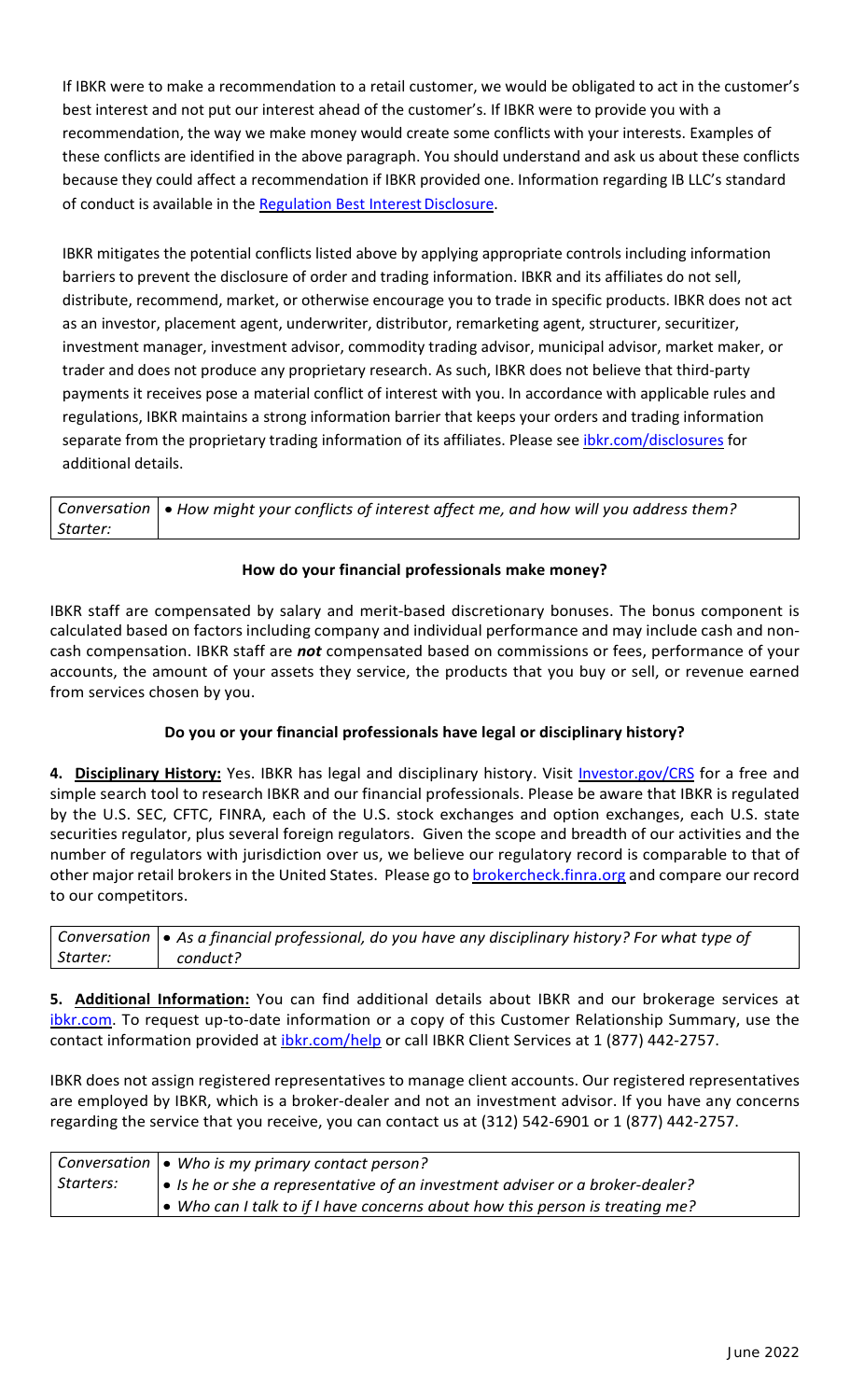If IBKR were to make a recommendation to a retail customer, we would be obligated to act in the customer's best interest and not put our interest ahead of the customer's. If IBKR were to provide you with a recommendation, the way we make money would create some conflicts with your interests. Examples of these conflicts are identified in the above paragraph. You should understand and ask us about these conflicts because they could affect a recommendation if IBKR provided one. Information regarding IB LLC's standard of conduct is available in the Regulation Best Interest Disclosure.

IBKR mitigates the potential conflicts listed above by applying appropriate controls including information barriers to prevent the disclosure of order and trading information. IBKR and its affiliates do not sell, distribute, recommend, market, or otherwise encourage you to trade in specific products. IBKR does not act as an investor, placement agent, underwriter, distributor, remarketing agent, structurer, securitizer, investment manager, investment advisor, commodity trading advisor, municipal advisor, market maker, or trader and does not produce any proprietary research. As such, IBKR does not believe that third-party payments it receives pose a material conflict of interest with you. In accordance with applicable rules and regulations, IBKR maintains a strong information barrier that keeps your orders and trading information separate from the proprietary trading information of its affiliates. Please see ibkr.com/disclosures for additional details.

| | |
|---|---|
| *Conversation Starter:* | • *How might your conflicts of interest affect me, and how will you address them?* |

### How do your financial professionals make money?

IBKR staff are compensated by salary and merit-based discretionary bonuses. The bonus component is calculated based on factors including company and individual performance and may include cash and non-cash compensation. IBKR staff are ***not*** compensated based on commissions or fees, performance of your accounts, the amount of your assets they service, the products that you buy or sell, or revenue earned from services chosen by you.

### Do you or your financial professionals have legal or disciplinary history?

**4. Disciplinary History:** Yes. IBKR has legal and disciplinary history. Visit Investor.gov/CRS for a free and simple search tool to research IBKR and our financial professionals. Please be aware that IBKR is regulated by the U.S. SEC, CFTC, FINRA, each of the U.S. stock exchanges and option exchanges, each U.S. state securities regulator, plus several foreign regulators. Given the scope and breadth of our activities and the number of regulators with jurisdiction over us, we believe our regulatory record is comparable to that of other major retail brokers in the United States. Please go to brokercheck.finra.org and compare our record to our competitors.

| | |
|---|---|
| *Conversation Starter:* | • *As a financial professional, do you have any disciplinary history? For what type of conduct?* |

**5. Additional Information:** You can find additional details about IBKR and our brokerage services at ibkr.com. To request up-to-date information or a copy of this Customer Relationship Summary, use the contact information provided at ibkr.com/help or call IBKR Client Services at 1 (877) 442-2757.

IBKR does not assign registered representatives to manage client accounts. Our registered representatives are employed by IBKR, which is a broker-dealer and not an investment advisor. If you have any concerns regarding the service that you receive, you can contact us at (312) 542-6901 or 1 (877) 442-2757.

| | |
|---|---|
| *Conversation Starters:* | • *Who is my primary contact person?*<br>• *Is he or she a representative of an investment adviser or a broker-dealer?*<br>• *Who can I talk to if I have concerns about how this person is treating me?* |

June 2022